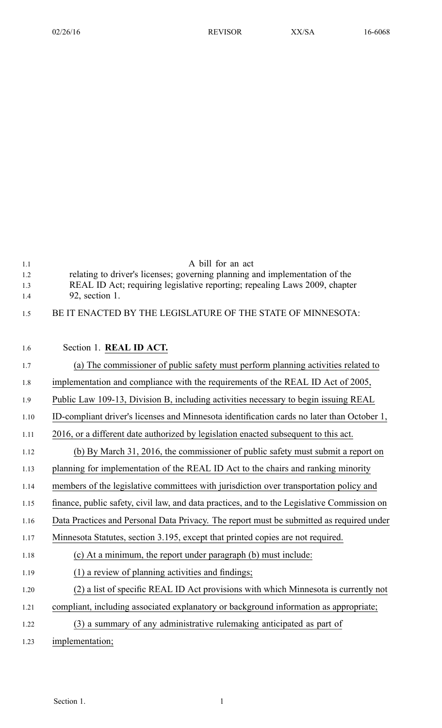A bill for an act

relating to driver's licenses; governing planning and implementation of the REAL ID Act; requiring legislative reporting; repealing Laws 2009, chapter 92, section 1.

BE IT ENACTED BY THE LEGISLATURE OF THE STATE OF MINNESOTA:

Section 1. **REAL ID ACT.**

(a) The commissioner of public safety must perform planning activities related to implementation and compliance with the requirements of the REAL ID Act of 2005, Public Law 109-13, Division B, including activities necessary to begin issuing REAL ID-compliant driver's licenses and Minnesota identification cards no later than October 1, 2016, or a different date authorized by legislation enacted subsequent to this act.

(b) By March 31, 2016, the commissioner of public safety must submit a report on planning for implementation of the REAL ID Act to the chairs and ranking minority members of the legislative committees with jurisdiction over transportation policy and finance, public safety, civil law, and data practices, and to the Legislative Commission on Data Practices and Personal Data Privacy. The report must be submitted as required under Minnesota Statutes, section 3.195, except that printed copies are not required.

(c) At a minimum, the report under paragraph (b) must include:

(1) a review of planning activities and findings;

(2) a list of specific REAL ID Act provisions with which Minnesota is currently not compliant, including associated explanatory or background information as appropriate;

(3) a summary of any administrative rulemaking anticipated as part of implementation;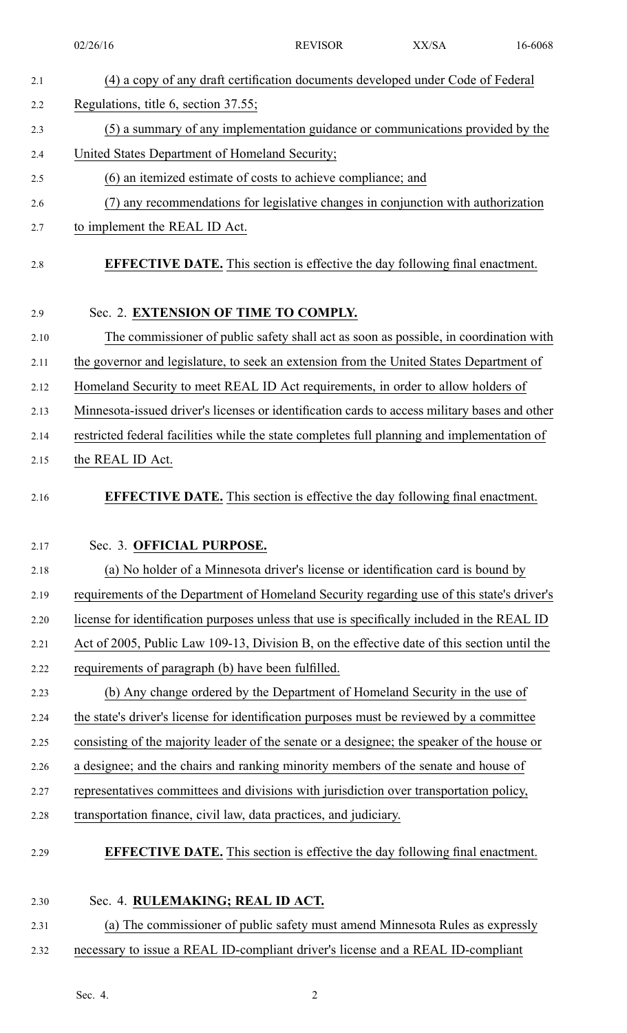(4) a copy of any draft certification documents developed under Code of Federal Regulations, title 6, section 37.55;

(5) a summary of any implementation guidance or communications provided by the United States Department of Homeland Security;

(6) an itemized estimate of costs to achieve compliance; and

(7) any recommendations for legislative changes in conjunction with authorization to implement the REAL ID Act.

**EFFECTIVE DATE.** This section is effective the day following final enactment.

Sec. 2. **EXTENSION OF TIME TO COMPLY.**

The commissioner of public safety shall act as soon as possible, in coordination with the governor and legislature, to seek an extension from the United States Department of Homeland Security to meet REAL ID Act requirements, in order to allow holders of Minnesota-issued driver's licenses or identification cards to access military bases and other restricted federal facilities while the state completes full planning and implementation of the REAL ID Act.

**EFFECTIVE DATE.** This section is effective the day following final enactment.

Sec. 3. **OFFICIAL PURPOSE.**

(a) No holder of a Minnesota driver's license or identification card is bound by requirements of the Department of Homeland Security regarding use of this state's driver's license for identification purposes unless that use is specifically included in the REAL ID Act of 2005, Public Law 109-13, Division B, on the effective date of this section until the requirements of paragraph (b) have been fulfilled.

(b) Any change ordered by the Department of Homeland Security in the use of the state's driver's license for identification purposes must be reviewed by a committee consisting of the majority leader of the senate or a designee; the speaker of the house or a designee; and the chairs and ranking minority members of the senate and house of representatives committees and divisions with jurisdiction over transportation policy, transportation finance, civil law, data practices, and judiciary.

**EFFECTIVE DATE.** This section is effective the day following final enactment.

Sec. 4. **RULEMAKING; REAL ID ACT.**

(a) The commissioner of public safety must amend Minnesota Rules as expressly necessary to issue a REAL ID-compliant driver's license and a REAL ID-compliant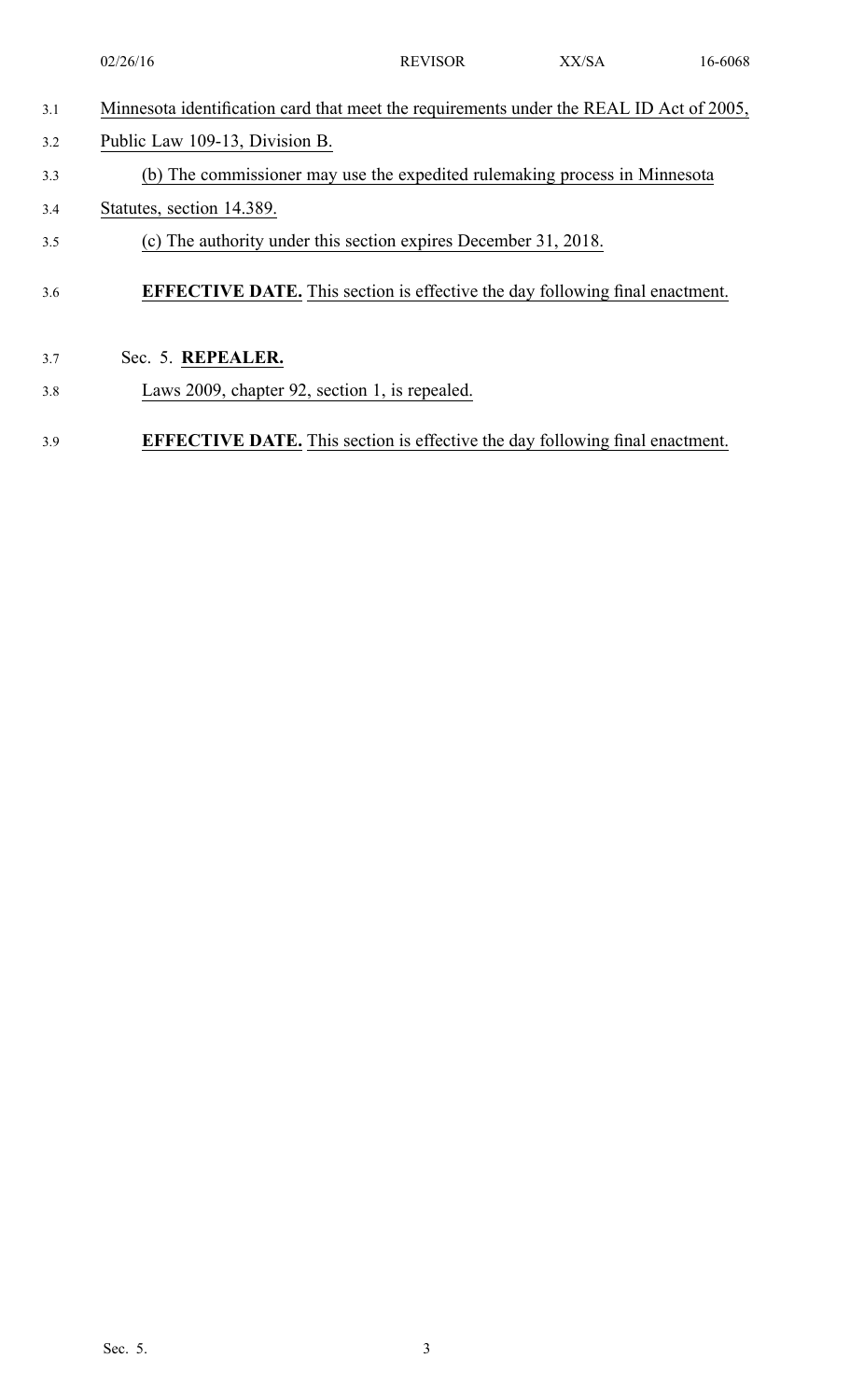Minnesota identification card that meet the requirements under the REAL ID Act of 2005, Public Law 109-13, Division B.

(b) The commissioner may use the expedited rulemaking process in Minnesota Statutes, section 14.389.

(c) The authority under this section expires December 31, 2018.

**EFFECTIVE DATE.** This section is effective the day following final enactment.

Sec. 5. **REPEALER.**

Laws 2009, chapter 92, section 1, is repealed.

**EFFECTIVE DATE.** This section is effective the day following final enactment.